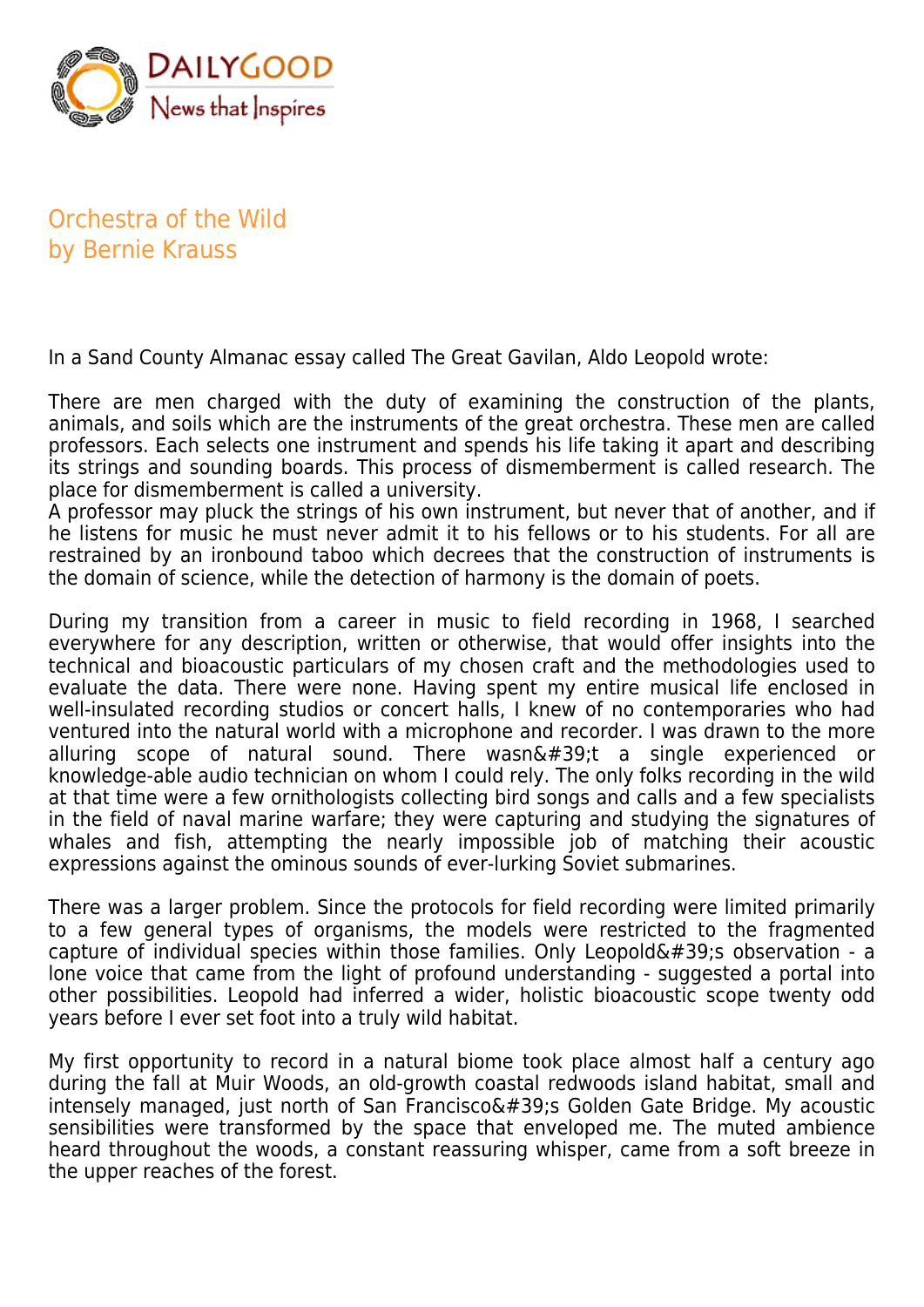# Orchestra of the Wild

by Bernie Krauss

In a Sand County Almanac essay called The Great Gavilan, Aldo Leopold wrote:

There are men charged with the duty of examining the construction of the plants, animals, and soils which are the instruments of the great orchestra. These men are called professors. Each selects one instrument and spends his life taking it apart and describing its strings and sounding boards. This process of dismemberment is called research. The place for dismemberment is called a university.
A professor may pluck the strings of his own instrument, but never that of another, and if he listens for music he must never admit it to his fellows or to his students. For all are restrained by an ironbound taboo which decrees that the construction of instruments is the domain of science, while the detection of harmony is the domain of poets.

During my transition from a career in music to field recording in 1968, I searched everywhere for any description, written or otherwise, that would offer insights into the technical and bioacoustic particulars of my chosen craft and the methodologies used to evaluate the data. There were none. Having spent my entire musical life enclosed in well-insulated recording studios or concert halls, I knew of no contemporaries who had ventured into the natural world with a microphone and recorder. I was drawn to the more alluring scope of natural sound. There wasn&#39;t a single experienced or knowledge-able audio technician on whom I could rely. The only folks recording in the wild at that time were a few ornithologists collecting bird songs and calls and a few specialists in the field of naval marine warfare; they were capturing and studying the signatures of whales and fish, attempting the nearly impossible job of matching their acoustic expressions against the ominous sounds of ever-lurking Soviet submarines.

There was a larger problem. Since the protocols for field recording were limited primarily to a few general types of organisms, the models were restricted to the fragmented capture of individual species within those families. Only Leopold&#39;s observation - a lone voice that came from the light of profound understanding - suggested a portal into other possibilities. Leopold had inferred a wider, holistic bioacoustic scope twenty odd years before I ever set foot into a truly wild habitat.

My first opportunity to record in a natural biome took place almost half a century ago during the fall at Muir Woods, an old-growth coastal redwoods island habitat, small and intensely managed, just north of San Francisco&#39;s Golden Gate Bridge. My acoustic sensibilities were transformed by the space that enveloped me. The muted ambience heard throughout the woods, a constant reassuring whisper, came from a soft breeze in the upper reaches of the forest.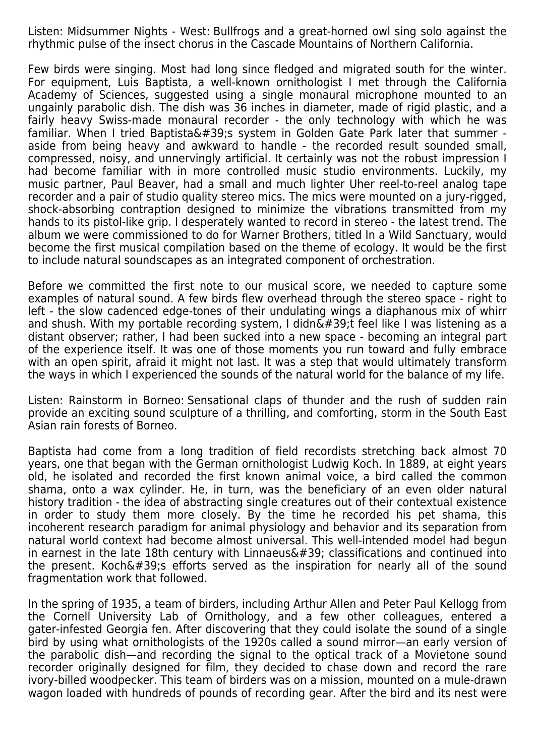Listen: Midsummer Nights - West: Bullfrogs and a great-horned owl sing solo against the rhythmic pulse of the insect chorus in the Cascade Mountains of Northern California.

Few birds were singing. Most had long since fledged and migrated south for the winter. For equipment, Luis Baptista, a well-known ornithologist I met through the California Academy of Sciences, suggested using a single monaural microphone mounted to an ungainly parabolic dish. The dish was 36 inches in diameter, made of rigid plastic, and a fairly heavy Swiss-made monaural recorder - the only technology with which he was familiar. When I tried Baptista&#39;s system in Golden Gate Park later that summer - aside from being heavy and awkward to handle - the recorded result sounded small, compressed, noisy, and unnervingly artificial. It certainly was not the robust impression I had become familiar with in more controlled music studio environments. Luckily, my music partner, Paul Beaver, had a small and much lighter Uher reel-to-reel analog tape recorder and a pair of studio quality stereo mics. The mics were mounted on a jury-rigged, shock-absorbing contraption designed to minimize the vibrations transmitted from my hands to its pistol-like grip. I desperately wanted to record in stereo - the latest trend. The album we were commissioned to do for Warner Brothers, titled In a Wild Sanctuary, would become the first musical compilation based on the theme of ecology. It would be the first to include natural soundscapes as an integrated component of orchestration.

Before we committed the first note to our musical score, we needed to capture some examples of natural sound. A few birds flew overhead through the stereo space - right to left - the slow cadenced edge-tones of their undulating wings a diaphanous mix of whirr and shush. With my portable recording system, I didn&#39;t feel like I was listening as a distant observer; rather, I had been sucked into a new space - becoming an integral part of the experience itself. It was one of those moments you run toward and fully embrace with an open spirit, afraid it might not last. It was a step that would ultimately transform the ways in which I experienced the sounds of the natural world for the balance of my life.

Listen: Rainstorm in Borneo: Sensational claps of thunder and the rush of sudden rain provide an exciting sound sculpture of a thrilling, and comforting, storm in the South East Asian rain forests of Borneo.

Baptista had come from a long tradition of field recordists stretching back almost 70 years, one that began with the German ornithologist Ludwig Koch. In 1889, at eight years old, he isolated and recorded the first known animal voice, a bird called the common shama, onto a wax cylinder. He, in turn, was the beneficiary of an even older natural history tradition - the idea of abstracting single creatures out of their contextual existence in order to study them more closely. By the time he recorded his pet shama, this incoherent research paradigm for animal physiology and behavior and its separation from natural world context had become almost universal. This well-intended model had begun in earnest in the late 18th century with Linnaeus&#39; classifications and continued into the present. Koch&#39;s efforts served as the inspiration for nearly all of the sound fragmentation work that followed.

In the spring of 1935, a team of birders, including Arthur Allen and Peter Paul Kellogg from the Cornell University Lab of Ornithology, and a few other colleagues, entered a gater-infested Georgia fen. After discovering that they could isolate the sound of a single bird by using what ornithologists of the 1920s called a sound mirror—an early version of the parabolic dish—and recording the signal to the optical track of a Movietone sound recorder originally designed for film, they decided to chase down and record the rare ivory-billed woodpecker. This team of birders was on a mission, mounted on a mule-drawn wagon loaded with hundreds of pounds of recording gear. After the bird and its nest were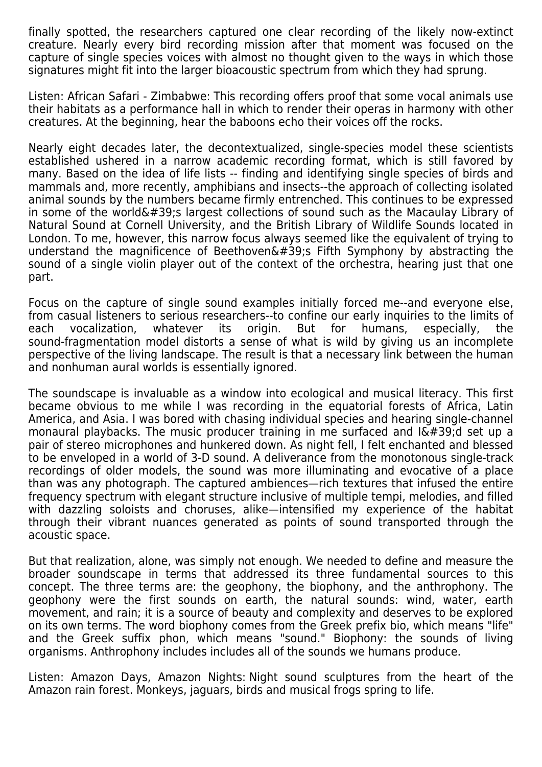finally spotted, the researchers captured one clear recording of the likely now-extinct creature. Nearly every bird recording mission after that moment was focused on the capture of single species voices with almost no thought given to the ways in which those signatures might fit into the larger bioacoustic spectrum from which they had sprung.

Listen: African Safari - Zimbabwe: This recording offers proof that some vocal animals use their habitats as a performance hall in which to render their operas in harmony with other creatures. At the beginning, hear the baboons echo their voices off the rocks.

Nearly eight decades later, the decontextualized, single-species model these scientists established ushered in a narrow academic recording format, which is still favored by many. Based on the idea of life lists -- finding and identifying single species of birds and mammals and, more recently, amphibians and insects--the approach of collecting isolated animal sounds by the numbers became firmly entrenched. This continues to be expressed in some of the world&#39;s largest collections of sound such as the Macaulay Library of Natural Sound at Cornell University, and the British Library of Wildlife Sounds located in London. To me, however, this narrow focus always seemed like the equivalent of trying to understand the magnificence of Beethoven&#39;s Fifth Symphony by abstracting the sound of a single violin player out of the context of the orchestra, hearing just that one part.

Focus on the capture of single sound examples initially forced me--and everyone else, from casual listeners to serious researchers--to confine our early inquiries to the limits of each vocalization, whatever its origin. But for humans, especially, the sound-fragmentation model distorts a sense of what is wild by giving us an incomplete perspective of the living landscape. The result is that a necessary link between the human and nonhuman aural worlds is essentially ignored.

The soundscape is invaluable as a window into ecological and musical literacy. This first became obvious to me while I was recording in the equatorial forests of Africa, Latin America, and Asia. I was bored with chasing individual species and hearing single-channel monaural playbacks. The music producer training in me surfaced and I&#39;d set up a pair of stereo microphones and hunkered down. As night fell, I felt enchanted and blessed to be enveloped in a world of 3-D sound. A deliverance from the monotonous single-track recordings of older models, the sound was more illuminating and evocative of a place than was any photograph. The captured ambiences—rich textures that infused the entire frequency spectrum with elegant structure inclusive of multiple tempi, melodies, and filled with dazzling soloists and choruses, alike—intensified my experience of the habitat through their vibrant nuances generated as points of sound transported through the acoustic space.

But that realization, alone, was simply not enough. We needed to define and measure the broader soundscape in terms that addressed its three fundamental sources to this concept. The three terms are: the geophony, the biophony, and the anthrophony. The geophony were the first sounds on earth, the natural sounds: wind, water, earth movement, and rain; it is a source of beauty and complexity and deserves to be explored on its own terms. The word biophony comes from the Greek prefix bio, which means "life" and the Greek suffix phon, which means "sound." Biophony: the sounds of living organisms. Anthrophony includes includes all of the sounds we humans produce.

Listen: Amazon Days, Amazon Nights: Night sound sculptures from the heart of the Amazon rain forest. Monkeys, jaguars, birds and musical frogs spring to life.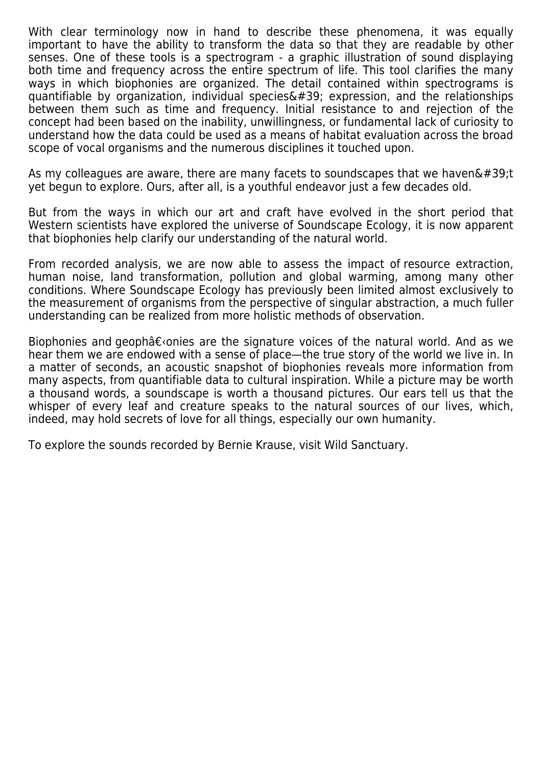With clear terminology now in hand to describe these phenomena, it was equally important to have the ability to transform the data so that they are readable by other senses. One of these tools is a spectrogram - a graphic illustration of sound displaying both time and frequency across the entire spectrum of life. This tool clarifies the many ways in which biophonies are organized. The detail contained within spectrograms is quantifiable by organization, individual species&#39; expression, and the relationships between them such as time and frequency. Initial resistance to and rejection of the concept had been based on the inability, unwillingness, or fundamental lack of curiosity to understand how the data could be used as a means of habitat evaluation across the broad scope of vocal organisms and the numerous disciplines it touched upon.

As my colleagues are aware, there are many facets to soundscapes that we haven&#39;t yet begun to explore. Ours, after all, is a youthful endeavor just a few decades old.

But from the ways in which our art and craft have evolved in the short period that Western scientists have explored the universe of Soundscape Ecology, it is now apparent that biophonies help clarify our understanding of the natural world.

From recorded analysis, we are now able to assess the impact of resource extraction, human noise, land transformation, pollution and global warming, among many other conditions. Where Soundscape Ecology has previously been limited almost exclusively to the measurement of organisms from the perspective of singular abstraction, a much fuller understanding can be realized from more holistic methods of observation.

Biophonies and geophâ€‹onies are the signature voices of the natural world. And as we hear them we are endowed with a sense of place—the true story of the world we live in. In a matter of seconds, an acoustic snapshot of biophonies reveals more information from many aspects, from quantifiable data to cultural inspiration. While a picture may be worth a thousand words, a soundscape is worth a thousand pictures. Our ears tell us that the whisper of every leaf and creature speaks to the natural sources of our lives, which, indeed, may hold secrets of love for all things, especially our own humanity.

To explore the sounds recorded by Bernie Krause, visit Wild Sanctuary.